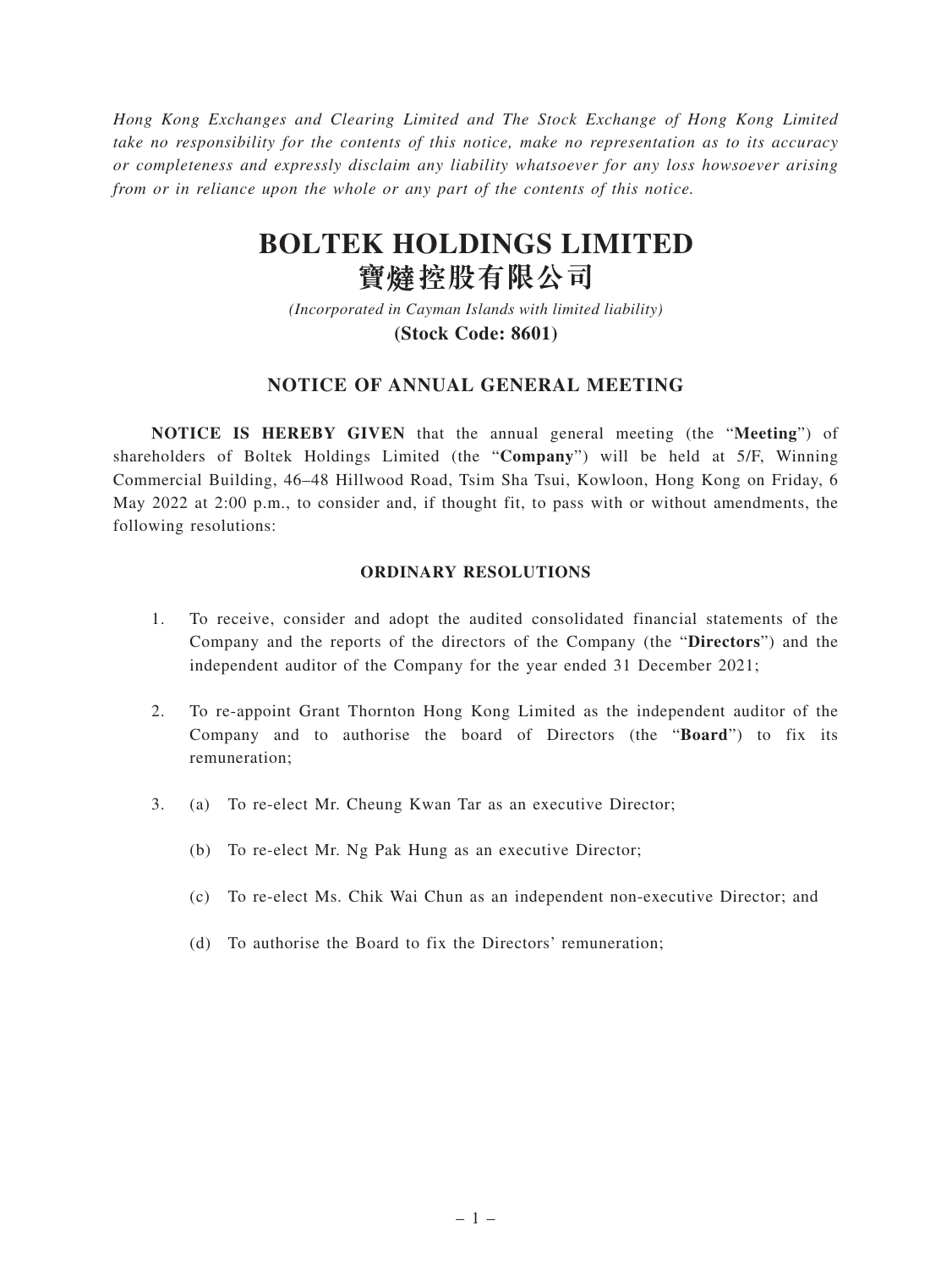*Hong Kong Exchanges and Clearing Limited and The Stock Exchange of Hong Kong Limited take no responsibility for the contents of this notice, make no representation as to its accuracy or completeness and expressly disclaim any liability whatsoever for any loss howsoever arising from or in reliance upon the whole or any part of the contents of this notice.*

# BOLTEK HOLDINGS LIMITED
# 寶燵控股有限公司

*(Incorporated in Cayman Islands with limited liability)*

**(Stock Code: 8601)**

## NOTICE OF ANNUAL GENERAL MEETING

**NOTICE IS HEREBY GIVEN** that the annual general meeting (the "**Meeting**") of shareholders of Boltek Holdings Limited (the "**Company**") will be held at 5/F, Winning Commercial Building, 46–48 Hillwood Road, Tsim Sha Tsui, Kowloon, Hong Kong on Friday, 6 May 2022 at 2:00 p.m., to consider and, if thought fit, to pass with or without amendments, the following resolutions:

### ORDINARY RESOLUTIONS

1. To receive, consider and adopt the audited consolidated financial statements of the Company and the reports of the directors of the Company (the "**Directors**") and the independent auditor of the Company for the year ended 31 December 2021;

2. To re-appoint Grant Thornton Hong Kong Limited as the independent auditor of the Company and to authorise the board of Directors (the "**Board**") to fix its remuneration;

3. (a) To re-elect Mr. Cheung Kwan Tar as an executive Director;

   (b) To re-elect Mr. Ng Pak Hung as an executive Director;

   (c) To re-elect Ms. Chik Wai Chun as an independent non-executive Director; and

   (d) To authorise the Board to fix the Directors' remuneration;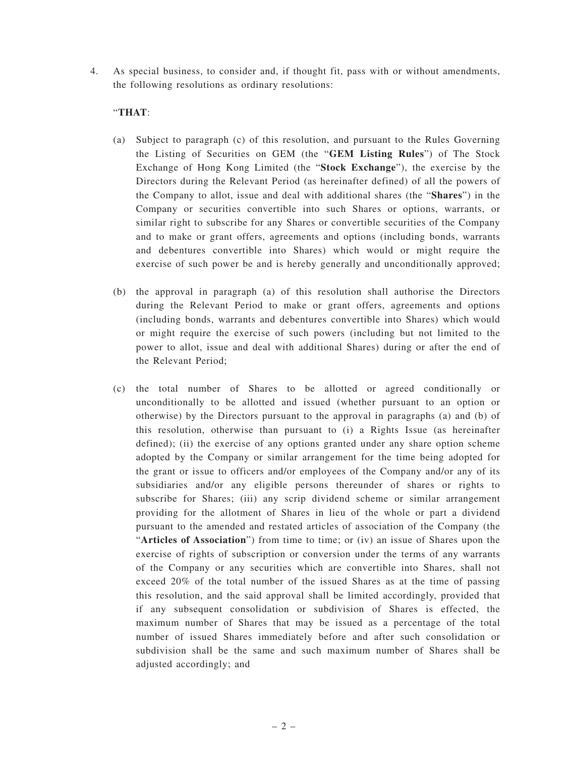4. As special business, to consider and, if thought fit, pass with or without amendments, the following resolutions as ordinary resolutions:

   "**THAT**:

   (a) Subject to paragraph (c) of this resolution, and pursuant to the Rules Governing the Listing of Securities on GEM (the "**GEM Listing Rules**") of The Stock Exchange of Hong Kong Limited (the "**Stock Exchange**"), the exercise by the Directors during the Relevant Period (as hereinafter defined) of all the powers of the Company to allot, issue and deal with additional shares (the "**Shares**") in the Company or securities convertible into such Shares or options, warrants, or similar right to subscribe for any Shares or convertible securities of the Company and to make or grant offers, agreements and options (including bonds, warrants and debentures convertible into Shares) which would or might require the exercise of such power be and is hereby generally and unconditionally approved;

   (b) the approval in paragraph (a) of this resolution shall authorise the Directors during the Relevant Period to make or grant offers, agreements and options (including bonds, warrants and debentures convertible into Shares) which would or might require the exercise of such powers (including but not limited to the power to allot, issue and deal with additional Shares) during or after the end of the Relevant Period;

   (c) the total number of Shares to be allotted or agreed conditionally or unconditionally to be allotted and issued (whether pursuant to an option or otherwise) by the Directors pursuant to the approval in paragraphs (a) and (b) of this resolution, otherwise than pursuant to (i) a Rights Issue (as hereinafter defined); (ii) the exercise of any options granted under any share option scheme adopted by the Company or similar arrangement for the time being adopted for the grant or issue to officers and/or employees of the Company and/or any of its subsidiaries and/or any eligible persons thereunder of shares or rights to subscribe for Shares; (iii) any scrip dividend scheme or similar arrangement providing for the allotment of Shares in lieu of the whole or part a dividend pursuant to the amended and restated articles of association of the Company (the "**Articles of Association**") from time to time; or (iv) an issue of Shares upon the exercise of rights of subscription or conversion under the terms of any warrants of the Company or any securities which are convertible into Shares, shall not exceed 20% of the total number of the issued Shares as at the time of passing this resolution, and the said approval shall be limited accordingly, provided that if any subsequent consolidation or subdivision of Shares is effected, the maximum number of Shares that may be issued as a percentage of the total number of issued Shares immediately before and after such consolidation or subdivision shall be the same and such maximum number of Shares shall be adjusted accordingly; and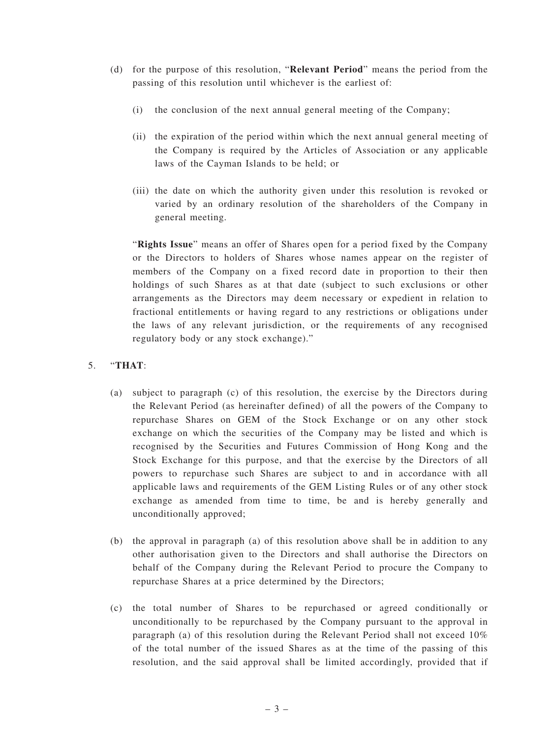(d) for the purpose of this resolution, "**Relevant Period**" means the period from the passing of this resolution until whichever is the earliest of:

   (i) the conclusion of the next annual general meeting of the Company;

   (ii) the expiration of the period within which the next annual general meeting of the Company is required by the Articles of Association or any applicable laws of the Cayman Islands to be held; or

   (iii) the date on which the authority given under this resolution is revoked or varied by an ordinary resolution of the shareholders of the Company in general meeting.

   "**Rights Issue**" means an offer of Shares open for a period fixed by the Company or the Directors to holders of Shares whose names appear on the register of members of the Company on a fixed record date in proportion to their then holdings of such Shares as at that date (subject to such exclusions or other arrangements as the Directors may deem necessary or expedient in relation to fractional entitlements or having regard to any restrictions or obligations under the laws of any relevant jurisdiction, or the requirements of any recognised regulatory body or any stock exchange)."

5. "**THAT**:

   (a) subject to paragraph (c) of this resolution, the exercise by the Directors during the Relevant Period (as hereinafter defined) of all the powers of the Company to repurchase Shares on GEM of the Stock Exchange or on any other stock exchange on which the securities of the Company may be listed and which is recognised by the Securities and Futures Commission of Hong Kong and the Stock Exchange for this purpose, and that the exercise by the Directors of all powers to repurchase such Shares are subject to and in accordance with all applicable laws and requirements of the GEM Listing Rules or of any other stock exchange as amended from time to time, be and is hereby generally and unconditionally approved;

   (b) the approval in paragraph (a) of this resolution above shall be in addition to any other authorisation given to the Directors and shall authorise the Directors on behalf of the Company during the Relevant Period to procure the Company to repurchase Shares at a price determined by the Directors;

   (c) the total number of Shares to be repurchased or agreed conditionally or unconditionally to be repurchased by the Company pursuant to the approval in paragraph (a) of this resolution during the Relevant Period shall not exceed 10% of the total number of the issued Shares as at the time of the passing of this resolution, and the said approval shall be limited accordingly, provided that if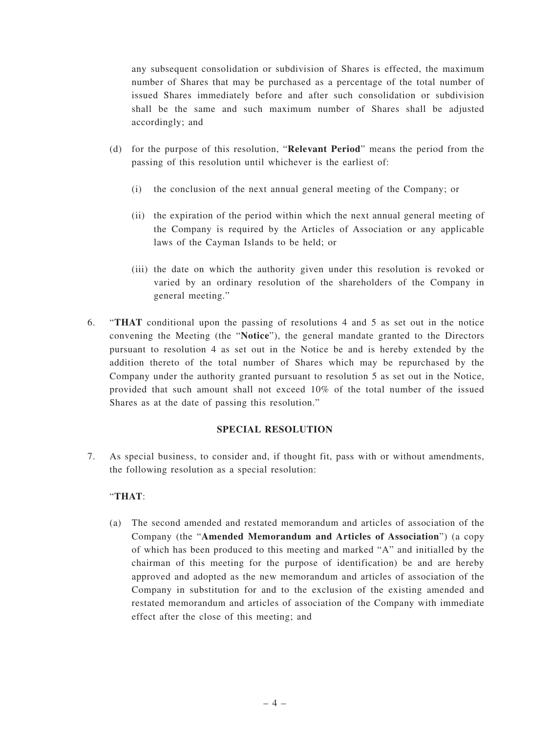any subsequent consolidation or subdivision of Shares is effected, the maximum number of Shares that may be purchased as a percentage of the total number of issued Shares immediately before and after such consolidation or subdivision shall be the same and such maximum number of Shares shall be adjusted accordingly; and

(d) for the purpose of this resolution, "**Relevant Period**" means the period from the passing of this resolution until whichever is the earliest of:

(i) the conclusion of the next annual general meeting of the Company; or

(ii) the expiration of the period within which the next annual general meeting of the Company is required by the Articles of Association or any applicable laws of the Cayman Islands to be held; or

(iii) the date on which the authority given under this resolution is revoked or varied by an ordinary resolution of the shareholders of the Company in general meeting."

6. "**THAT** conditional upon the passing of resolutions 4 and 5 as set out in the notice convening the Meeting (the "**Notice**"), the general mandate granted to the Directors pursuant to resolution 4 as set out in the Notice be and is hereby extended by the addition thereto of the total number of Shares which may be repurchased by the Company under the authority granted pursuant to resolution 5 as set out in the Notice, provided that such amount shall not exceed 10% of the total number of the issued Shares as at the date of passing this resolution."

**SPECIAL RESOLUTION**

7. As special business, to consider and, if thought fit, pass with or without amendments, the following resolution as a special resolution:

"**THAT**:

(a) The second amended and restated memorandum and articles of association of the Company (the "**Amended Memorandum and Articles of Association**") (a copy of which has been produced to this meeting and marked "A" and initialled by the chairman of this meeting for the purpose of identification) be and are hereby approved and adopted as the new memorandum and articles of association of the Company in substitution for and to the exclusion of the existing amended and restated memorandum and articles of association of the Company with immediate effect after the close of this meeting; and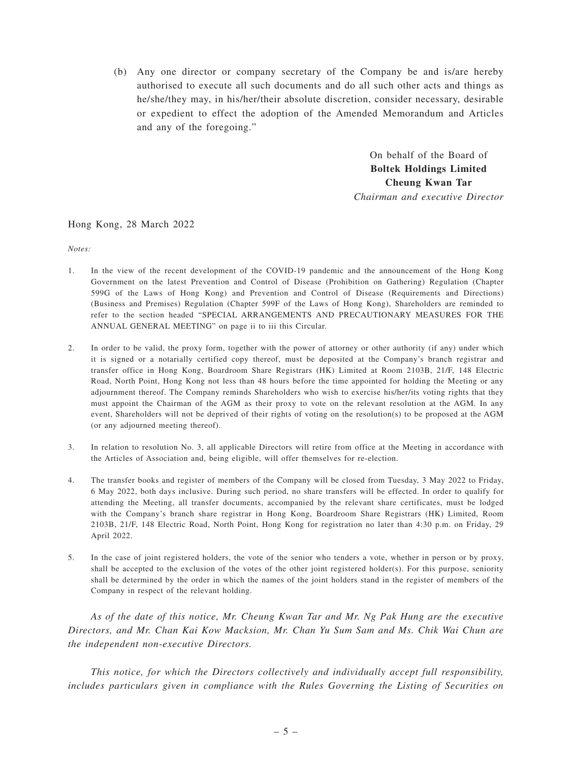(b) Any one director or company secretary of the Company be and is/are hereby authorised to execute all such documents and do all such other acts and things as he/she/they may, in his/her/their absolute discretion, consider necessary, desirable or expedient to effect the adoption of the Amended Memorandum and Articles and any of the foregoing."

On behalf of the Board of
**Boltek Holdings Limited**
**Cheung Kwan Tar**
*Chairman and executive Director*

Hong Kong, 28 March 2022

*Notes:*

1. In the view of the recent development of the COVID-19 pandemic and the announcement of the Hong Kong Government on the latest Prevention and Control of Disease (Prohibition on Gathering) Regulation (Chapter 599G of the Laws of Hong Kong) and Prevention and Control of Disease (Requirements and Directions) (Business and Premises) Regulation (Chapter 599F of the Laws of Hong Kong), Shareholders are reminded to refer to the section headed "SPECIAL ARRANGEMENTS AND PRECAUTIONARY MEASURES FOR THE ANNUAL GENERAL MEETING" on page ii to iii this Circular.

2. In order to be valid, the proxy form, together with the power of attorney or other authority (if any) under which it is signed or a notarially certified copy thereof, must be deposited at the Company's branch registrar and transfer office in Hong Kong, Boardroom Share Registrars (HK) Limited at Room 2103B, 21/F, 148 Electric Road, North Point, Hong Kong not less than 48 hours before the time appointed for holding the Meeting or any adjournment thereof. The Company reminds Shareholders who wish to exercise his/her/its voting rights that they must appoint the Chairman of the AGM as their proxy to vote on the relevant resolution at the AGM. In any event, Shareholders will not be deprived of their rights of voting on the resolution(s) to be proposed at the AGM (or any adjourned meeting thereof).

3. In relation to resolution No. 3, all applicable Directors will retire from office at the Meeting in accordance with the Articles of Association and, being eligible, will offer themselves for re-election.

4. The transfer books and register of members of the Company will be closed from Tuesday, 3 May 2022 to Friday, 6 May 2022, both days inclusive. During such period, no share transfers will be effected. In order to qualify for attending the Meeting, all transfer documents, accompanied by the relevant share certificates, must be lodged with the Company's branch share registrar in Hong Kong, Boardroom Share Registrars (HK) Limited, Room 2103B, 21/F, 148 Electric Road, North Point, Hong Kong for registration no later than 4:30 p.m. on Friday, 29 April 2022.

5. In the case of joint registered holders, the vote of the senior who tenders a vote, whether in person or by proxy, shall be accepted to the exclusion of the votes of the other joint registered holder(s). For this purpose, seniority shall be determined by the order in which the names of the joint holders stand in the register of members of the Company in respect of the relevant holding.

*As of the date of this notice, Mr. Cheung Kwan Tar and Mr. Ng Pak Hung are the executive Directors, and Mr. Chan Kai Kow Macksion, Mr. Chan Yu Sum Sam and Ms. Chik Wai Chun are the independent non-executive Directors.*

*This notice, for which the Directors collectively and individually accept full responsibility, includes particulars given in compliance with the Rules Governing the Listing of Securities on*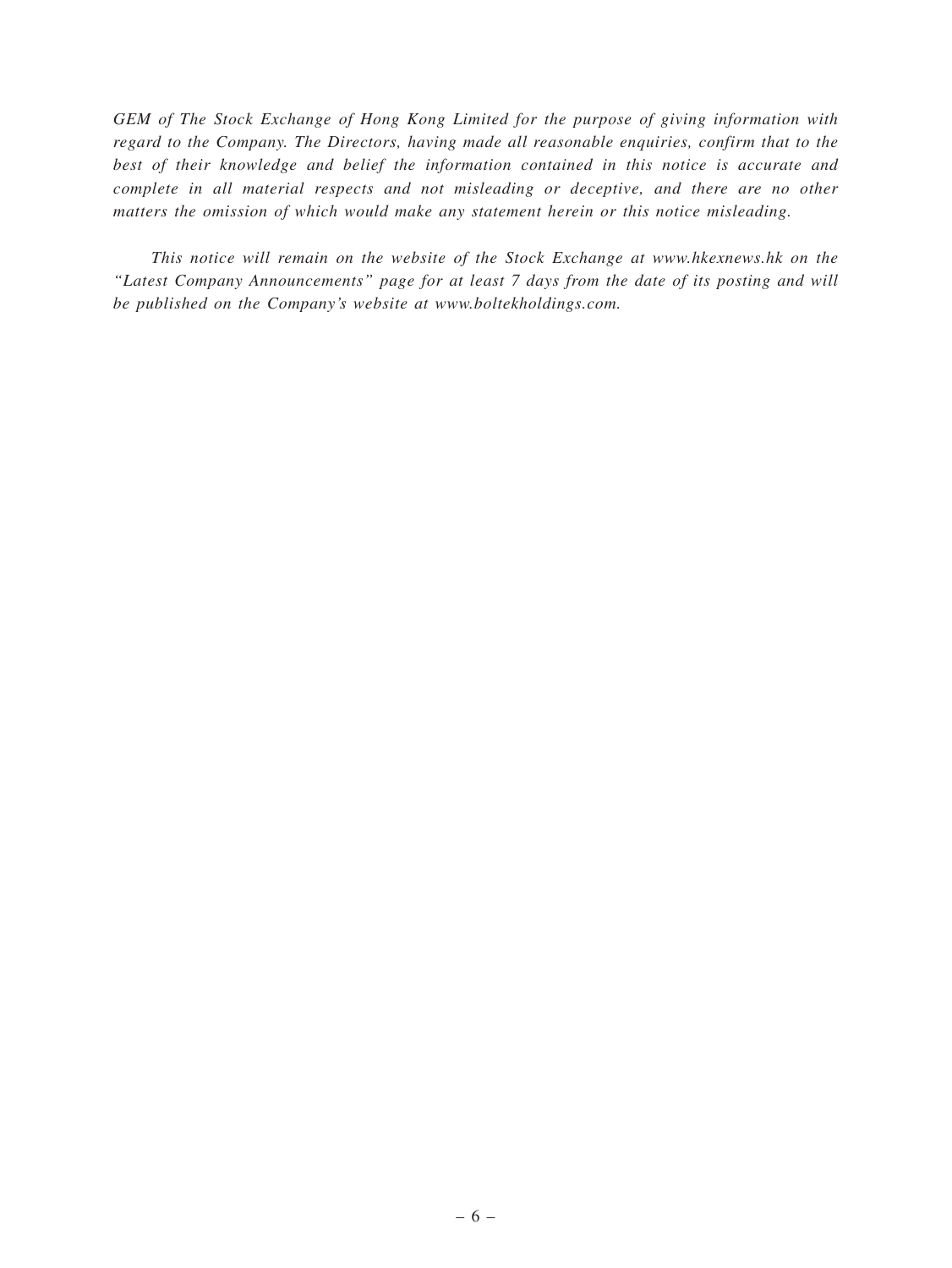*GEM of The Stock Exchange of Hong Kong Limited for the purpose of giving information with regard to the Company. The Directors, having made all reasonable enquiries, confirm that to the best of their knowledge and belief the information contained in this notice is accurate and complete in all material respects and not misleading or deceptive, and there are no other matters the omission of which would make any statement herein or this notice misleading.*

*This notice will remain on the website of the Stock Exchange at www.hkexnews.hk on the "Latest Company Announcements" page for at least 7 days from the date of its posting and will be published on the Company's website at www.boltekholdings.com.*